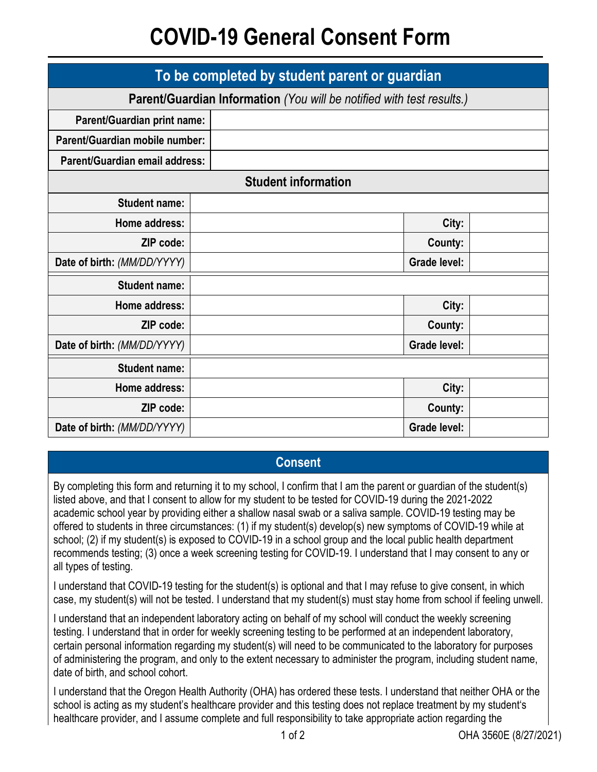# COVID-19 General Consent Form

## To be completed by student parent or guardian

**Parent/Guardian Information** *(You will be notified with test results.)*

| | |
|---|---|
| **Parent/Guardian print name:** | |
| **Parent/Guardian mobile number:** | |
| **Parent/Guardian email address:** | |

**Student information**

| | | | |
|---|---|---|---|
| **Student name:** | | | |
| **Home address:** | | **City:** | |
| **ZIP code:** | | **County:** | |
| **Date of birth:** *(MM/DD/YYYY)* | | **Grade level:** | |

| | | | |
|---|---|---|---|
| **Student name:** | | | |
| **Home address:** | | **City:** | |
| **ZIP code:** | | **County:** | |
| **Date of birth:** *(MM/DD/YYYY)* | | **Grade level:** | |

| | | | |
|---|---|---|---|
| **Student name:** | | | |
| **Home address:** | | **City:** | |
| **ZIP code:** | | **County:** | |
| **Date of birth:** *(MM/DD/YYYY)* | | **Grade level:** | |

## Consent

By completing this form and returning it to my school, I confirm that I am the parent or guardian of the student(s) listed above, and that I consent to allow for my student to be tested for COVID-19 during the 2021-2022 academic school year by providing either a shallow nasal swab or a saliva sample. COVID-19 testing may be offered to students in three circumstances: (1) if my student(s) develop(s) new symptoms of COVID-19 while at school; (2) if my student(s) is exposed to COVID-19 in a school group and the local public health department recommends testing; (3) once a week screening testing for COVID-19. I understand that I may consent to any or all types of testing.

I understand that COVID-19 testing for the student(s) is optional and that I may refuse to give consent, in which case, my student(s) will not be tested. I understand that my student(s) must stay home from school if feeling unwell.

I understand that an independent laboratory acting on behalf of my school will conduct the weekly screening testing. I understand that in order for weekly screening testing to be performed at an independent laboratory, certain personal information regarding my student(s) will need to be communicated to the laboratory for purposes of administering the program, and only to the extent necessary to administer the program, including student name, date of birth, and school cohort.

I understand that the Oregon Health Authority (OHA) has ordered these tests. I understand that neither OHA or the school is acting as my student's healthcare provider and this testing does not replace treatment by my student's healthcare provider, and I assume complete and full responsibility to take appropriate action regarding the

OHA 3560E (8/27/2021)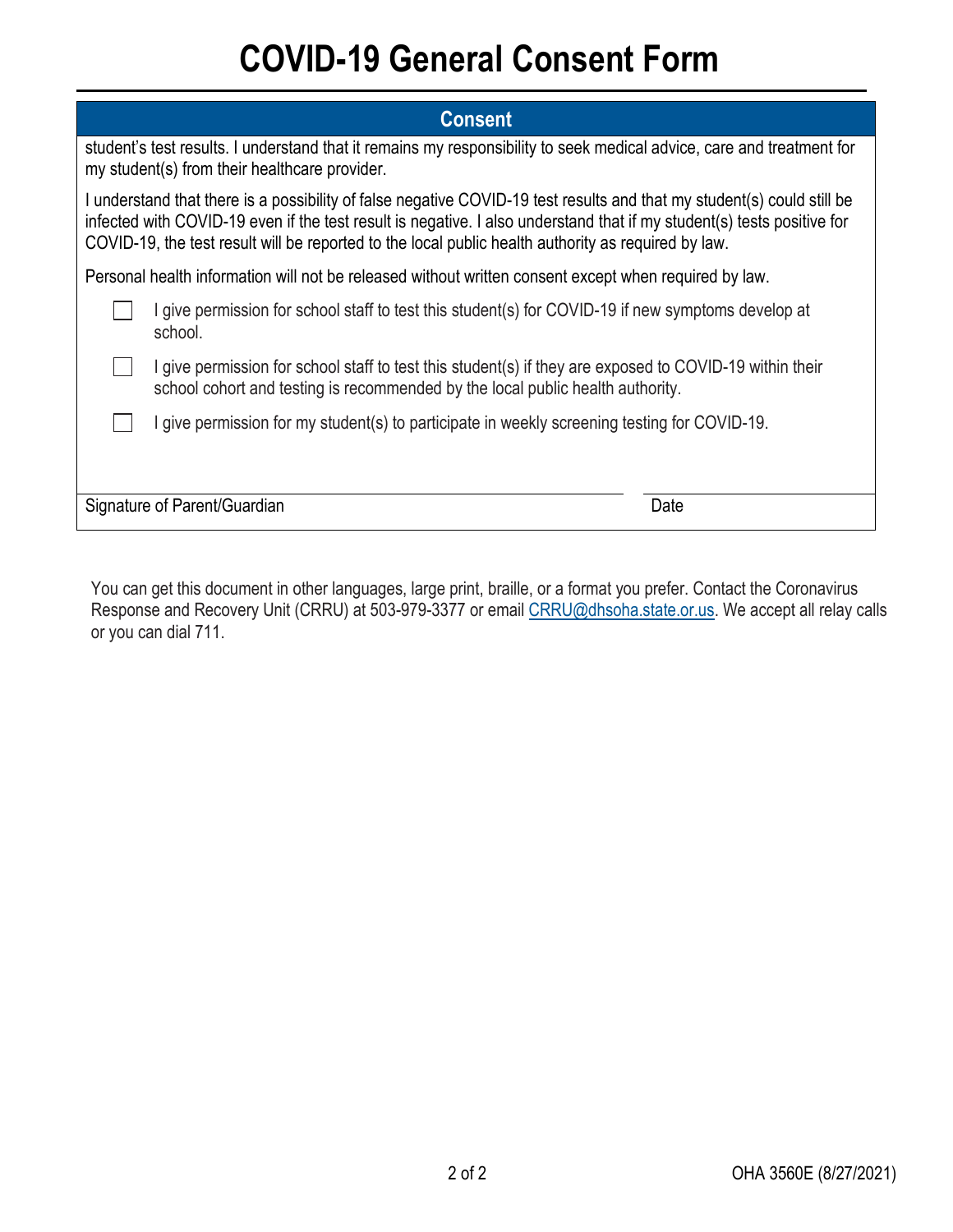# COVID-19 General Consent Form

## Consent

student's test results. I understand that it remains my responsibility to seek medical advice, care and treatment for my student(s) from their healthcare provider.

I understand that there is a possibility of false negative COVID-19 test results and that my student(s) could still be infected with COVID-19 even if the test result is negative. I also understand that if my student(s) tests positive for COVID-19, the test result will be reported to the local public health authority as required by law.

Personal health information will not be released without written consent except when required by law.

- ☐ I give permission for school staff to test this student(s) for COVID-19 if new symptoms develop at school.
- ☐ I give permission for school staff to test this student(s) if they are exposed to COVID-19 within their school cohort and testing is recommended by the local public health authority.
- ☐ I give permission for my student(s) to participate in weekly screening testing for COVID-19.

Signature of Parent/Guardian ______________________ Date ____________

You can get this document in other languages, large print, braille, or a format you prefer. Contact the Coronavirus Response and Recovery Unit (CRRU) at 503-979-3377 or email CRRU@dhsoha.state.or.us. We accept all relay calls or you can dial 711.

OHA 3560E (8/27/2021)